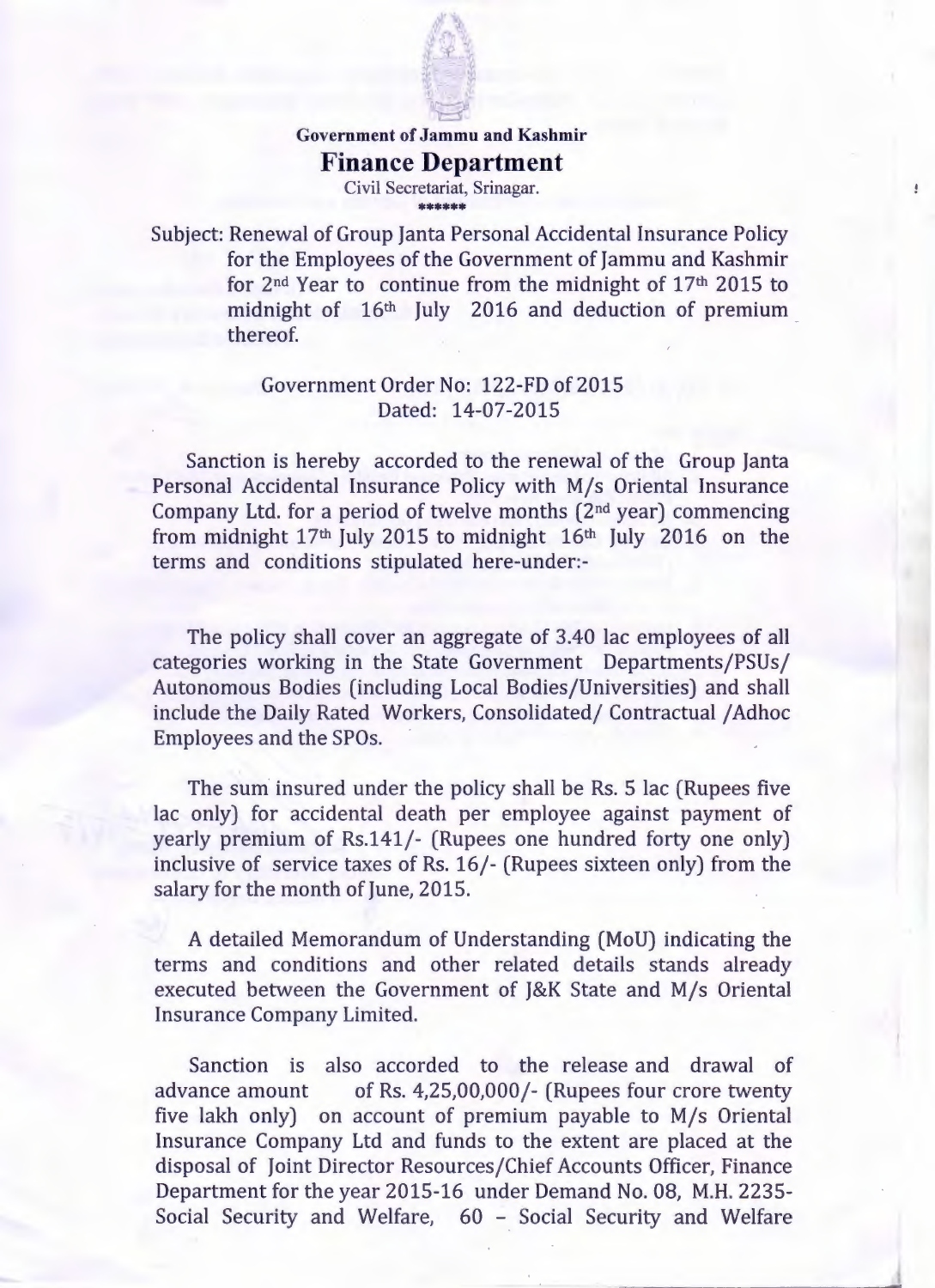**Government of Jammu and Kashmir**

# Finance Department

Civil Secretariat, Srinagar.

******

Subject: Renewal of Group Janta Personal Accidental Insurance Policy for the Employees of the Government of Jammu and Kashmir for 2nd Year to continue from the midnight of 17th 2015 to midnight of 16th July 2016 and deduction of premium thereof.

Government Order No: 122-FD of 2015
Dated: 14-07-2015

Sanction is hereby accorded to the renewal of the Group Janta Personal Accidental Insurance Policy with M/s Oriental Insurance Company Ltd. for a period of twelve months (2nd year) commencing from midnight 17th July 2015 to midnight 16th July 2016 on the terms and conditions stipulated here-under:-

The policy shall cover an aggregate of 3.40 lac employees of all categories working in the State Government Departments/PSUs/ Autonomous Bodies (including Local Bodies/Universities) and shall include the Daily Rated Workers, Consolidated/ Contractual /Adhoc Employees and the SPOs.

The sum insured under the policy shall be Rs. 5 lac (Rupees five lac only) for accidental death per employee against payment of yearly premium of Rs.141/- (Rupees one hundred forty one only) inclusive of service taxes of Rs. 16/- (Rupees sixteen only) from the salary for the month of June, 2015.

A detailed Memorandum of Understanding (MoU) indicating the terms and conditions and other related details stands already executed between the Government of J&K State and M/s Oriental Insurance Company Limited.

Sanction is also accorded to the release and drawal of advance amount of Rs. 4,25,00,000/- (Rupees four crore twenty five lakh only) on account of premium payable to M/s Oriental Insurance Company Ltd and funds to the extent are placed at the disposal of Joint Director Resources/Chief Accounts Officer, Finance Department for the year 2015-16 under Demand No. 08, M.H. 2235-Social Security and Welfare, 60 – Social Security and Welfare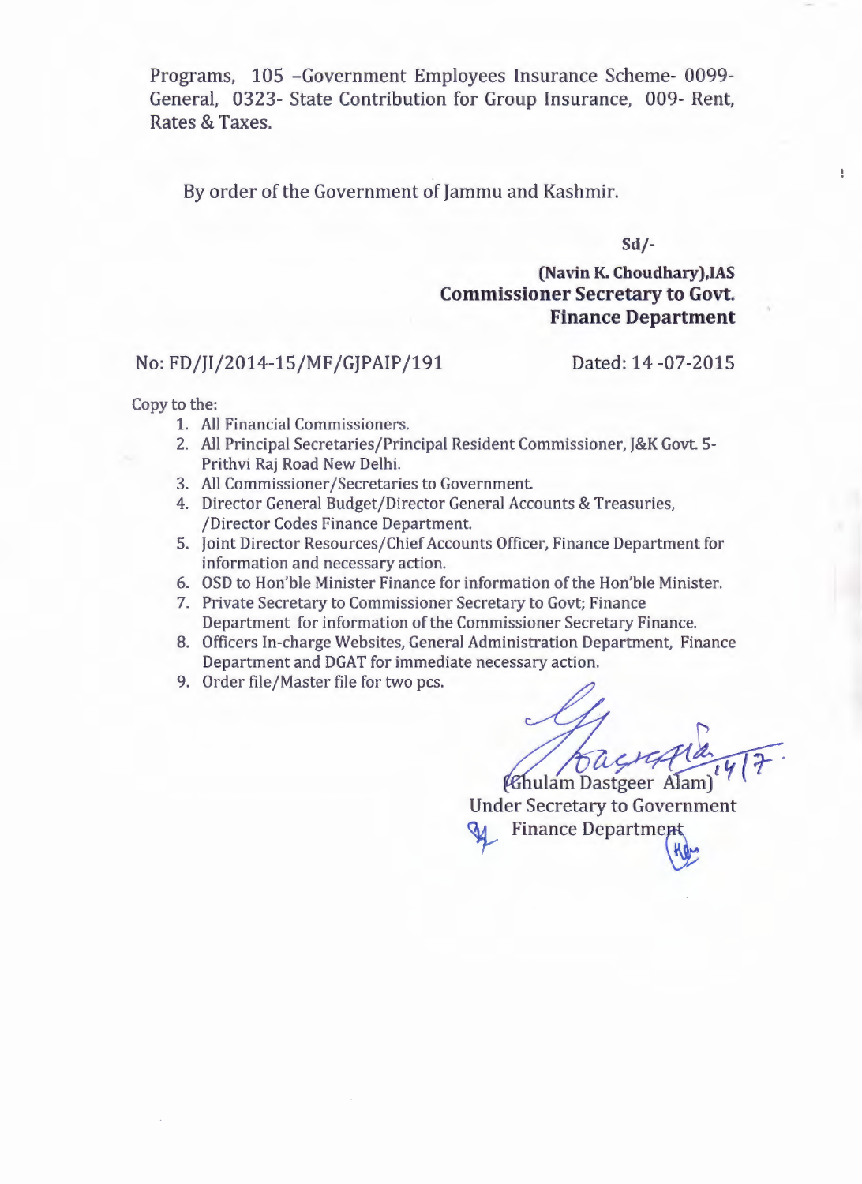Programs, 105 –Government Employees Insurance Scheme- 0099- General, 0323- State Contribution for Group Insurance, 009- Rent, Rates & Taxes.

By order of the Government of Jammu and Kashmir.

Sd/-

**(Navin K. Choudhary),IAS**
**Commissioner Secretary to Govt.**
**Finance Department**

No: FD/JI/2014-15/MF/GJPAIP/191 Dated: 14 -07-2015

Copy to the:

1. All Financial Commissioners.
2. All Principal Secretaries/Principal Resident Commissioner, J&K Govt. 5-Prithvi Raj Road New Delhi.
3. All Commissioner/Secretaries to Government.
4. Director General Budget/Director General Accounts & Treasuries, /Director Codes Finance Department.
5. Joint Director Resources/Chief Accounts Officer, Finance Department for information and necessary action.
6. OSD to Hon'ble Minister Finance for information of the Hon'ble Minister.
7. Private Secretary to Commissioner Secretary to Govt; Finance Department for information of the Commissioner Secretary Finance.
8. Officers In-charge Websites, General Administration Department, Finance Department and DGAT for immediate necessary action.
9. Order file/Master file for two pcs.

(Ghulam Dastgeer Alam) 14/7
Under Secretary to Government
Finance Department